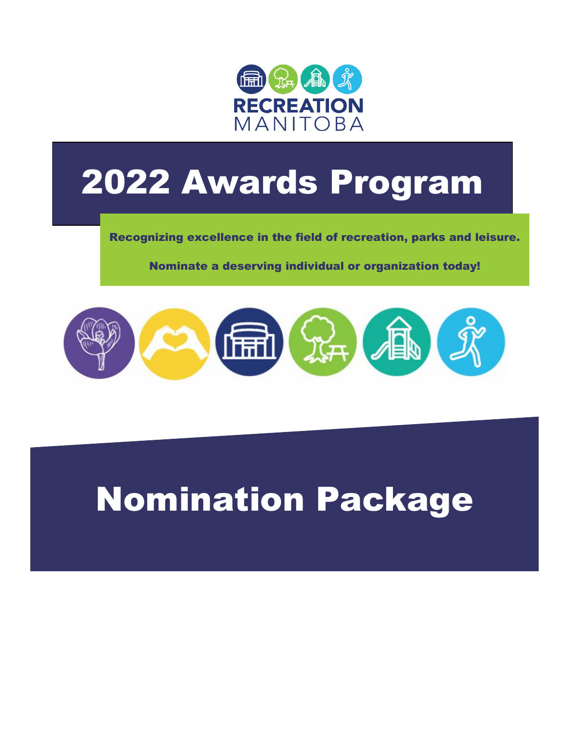RECREATION
MANITOBA

# 2022 Awards Program

**Recognizing excellence in the field of recreation, parks and leisure.**

**Nominate a deserving individual or organization today!**

# Nomination Package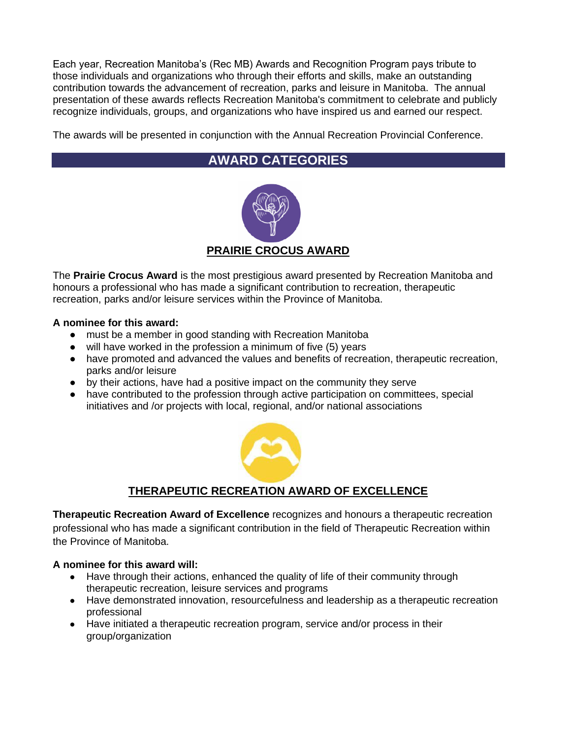Each year, Recreation Manitoba's (Rec MB) Awards and Recognition Program pays tribute to those individuals and organizations who through their efforts and skills, make an outstanding contribution towards the advancement of recreation, parks and leisure in Manitoba. The annual presentation of these awards reflects Recreation Manitoba's commitment to celebrate and publicly recognize individuals, groups, and organizations who have inspired us and earned our respect.

The awards will be presented in conjunction with the Annual Recreation Provincial Conference.

## AWARD CATEGORIES

### PRAIRIE CROCUS AWARD

The **Prairie Crocus Award** is the most prestigious award presented by Recreation Manitoba and honours a professional who has made a significant contribution to recreation, therapeutic recreation, parks and/or leisure services within the Province of Manitoba.

**A nominee for this award:**

- must be a member in good standing with Recreation Manitoba
- will have worked in the profession a minimum of five (5) years
- have promoted and advanced the values and benefits of recreation, therapeutic recreation, parks and/or leisure
- by their actions, have had a positive impact on the community they serve
- have contributed to the profession through active participation on committees, special initiatives and /or projects with local, regional, and/or national associations

### THERAPEUTIC RECREATION AWARD OF EXCELLENCE

**Therapeutic Recreation Award of Excellence** recognizes and honours a therapeutic recreation professional who has made a significant contribution in the field of Therapeutic Recreation within the Province of Manitoba.

**A nominee for this award will:**

- Have through their actions, enhanced the quality of life of their community through therapeutic recreation, leisure services and programs
- Have demonstrated innovation, resourcefulness and leadership as a therapeutic recreation professional
- Have initiated a therapeutic recreation program, service and/or process in their group/organization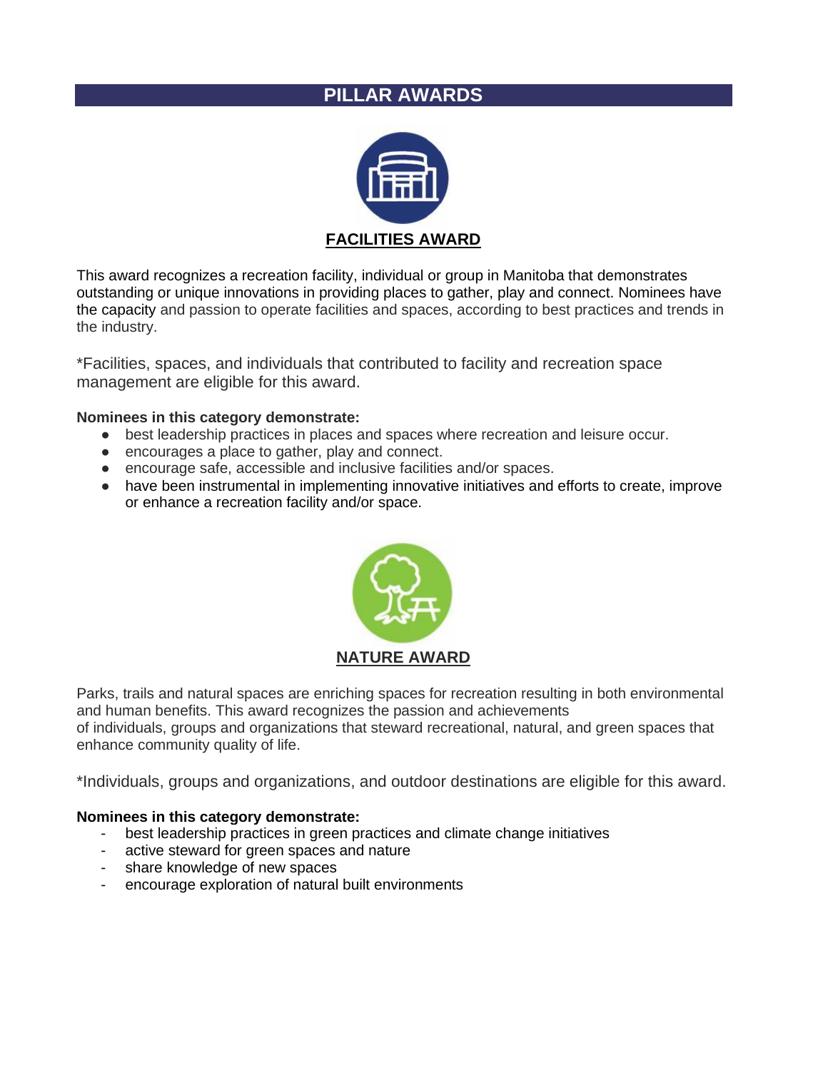# PILLAR AWARDS

## FACILITIES AWARD

This award recognizes a recreation facility, individual or group in Manitoba that demonstrates outstanding or unique innovations in providing places to gather, play and connect. Nominees have the capacity and passion to operate facilities and spaces, according to best practices and trends in the industry.

*Facilities, spaces, and individuals that contributed to facility and recreation space management are eligible for this award.

**Nominees in this category demonstrate:**

- best leadership practices in places and spaces where recreation and leisure occur.
- encourages a place to gather, play and connect.
- encourage safe, accessible and inclusive facilities and/or spaces.
- have been instrumental in implementing innovative initiatives and efforts to create, improve or enhance a recreation facility and/or space.

## NATURE AWARD

Parks, trails and natural spaces are enriching spaces for recreation resulting in both environmental and human benefits. This award recognizes the passion and achievements of individuals, groups and organizations that steward recreational, natural, and green spaces that enhance community quality of life.

*Individuals, groups and organizations, and outdoor destinations are eligible for this award.

**Nominees in this category demonstrate:**

- best leadership practices in green practices and climate change initiatives
- active steward for green spaces and nature
- share knowledge of new spaces
- encourage exploration of natural built environments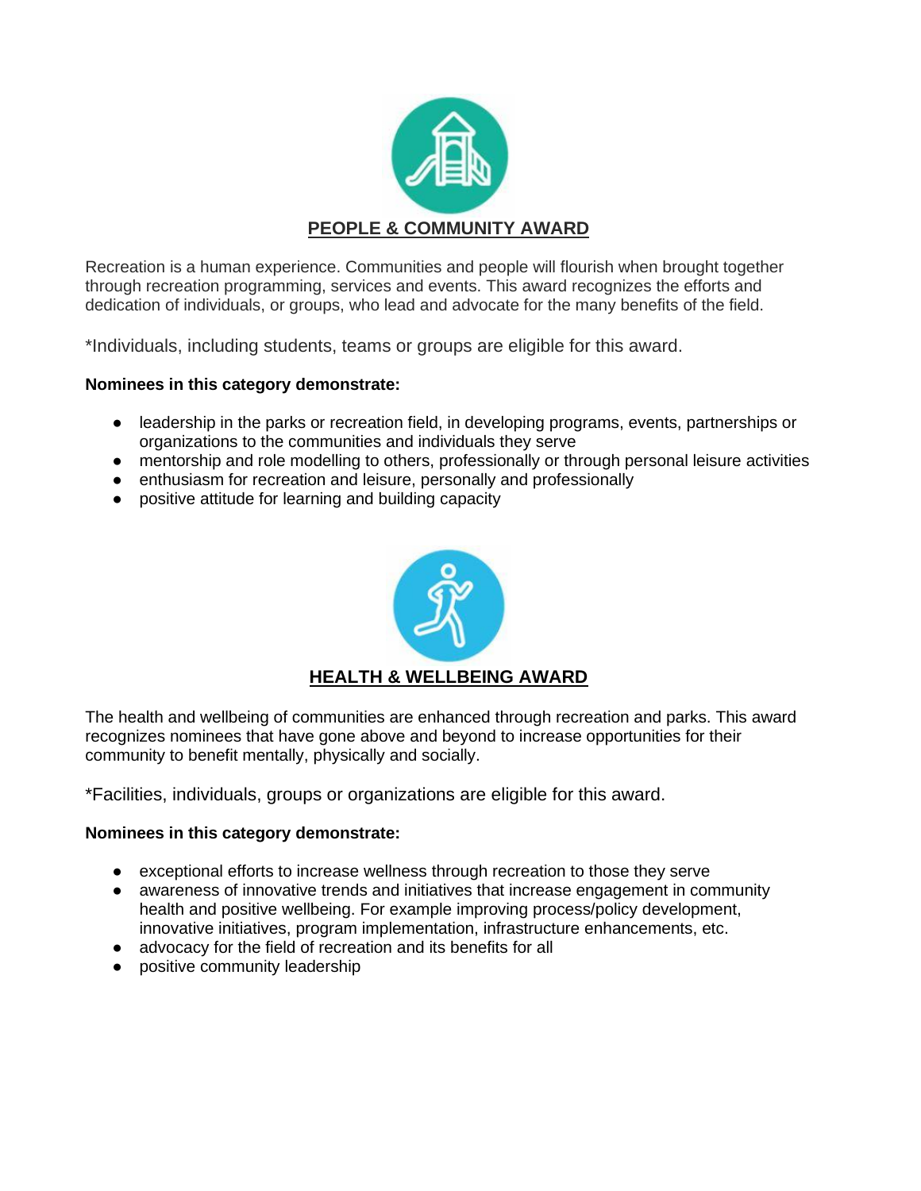## PEOPLE & COMMUNITY AWARD

Recreation is a human experience. Communities and people will flourish when brought together through recreation programming, services and events. This award recognizes the efforts and dedication of individuals, or groups, who lead and advocate for the many benefits of the field.

*Individuals, including students, teams or groups are eligible for this award.

**Nominees in this category demonstrate:**

- leadership in the parks or recreation field, in developing programs, events, partnerships or organizations to the communities and individuals they serve
- mentorship and role modelling to others, professionally or through personal leisure activities
- enthusiasm for recreation and leisure, personally and professionally
- positive attitude for learning and building capacity

## HEALTH & WELLBEING AWARD

The health and wellbeing of communities are enhanced through recreation and parks. This award recognizes nominees that have gone above and beyond to increase opportunities for their community to benefit mentally, physically and socially.

*Facilities, individuals, groups or organizations are eligible for this award.

**Nominees in this category demonstrate:**

- exceptional efforts to increase wellness through recreation to those they serve
- awareness of innovative trends and initiatives that increase engagement in community health and positive wellbeing. For example improving process/policy development, innovative initiatives, program implementation, infrastructure enhancements, etc.
- advocacy for the field of recreation and its benefits for all
- positive community leadership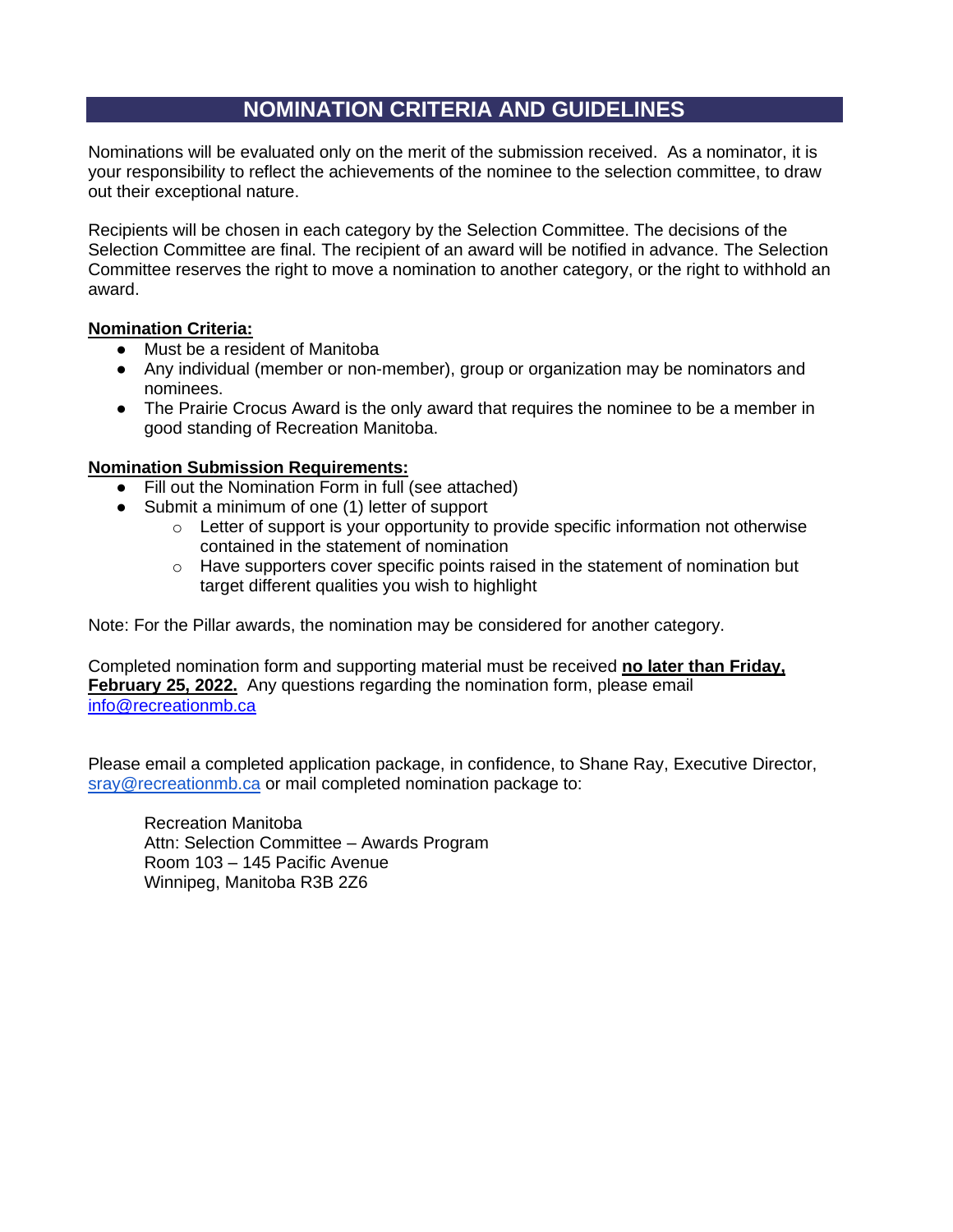# NOMINATION CRITERIA AND GUIDELINES

Nominations will be evaluated only on the merit of the submission received. As a nominator, it is your responsibility to reflect the achievements of the nominee to the selection committee, to draw out their exceptional nature.

Recipients will be chosen in each category by the Selection Committee. The decisions of the Selection Committee are final. The recipient of an award will be notified in advance. The Selection Committee reserves the right to move a nomination to another category, or the right to withhold an award.

**Nomination Criteria:**

- Must be a resident of Manitoba
- Any individual (member or non-member), group or organization may be nominators and nominees.
- The Prairie Crocus Award is the only award that requires the nominee to be a member in good standing of Recreation Manitoba.

**Nomination Submission Requirements:**

- Fill out the Nomination Form in full (see attached)
- Submit a minimum of one (1) letter of support
  - Letter of support is your opportunity to provide specific information not otherwise contained in the statement of nomination
  - Have supporters cover specific points raised in the statement of nomination but target different qualities you wish to highlight

Note: For the Pillar awards, the nomination may be considered for another category.

Completed nomination form and supporting material must be received **no later than Friday, February 25, 2022.** Any questions regarding the nomination form, please email info@recreationmb.ca

Please email a completed application package, in confidence, to Shane Ray, Executive Director, sray@recreationmb.ca or mail completed nomination package to:

Recreation Manitoba
Attn: Selection Committee – Awards Program
Room 103 – 145 Pacific Avenue
Winnipeg, Manitoba R3B 2Z6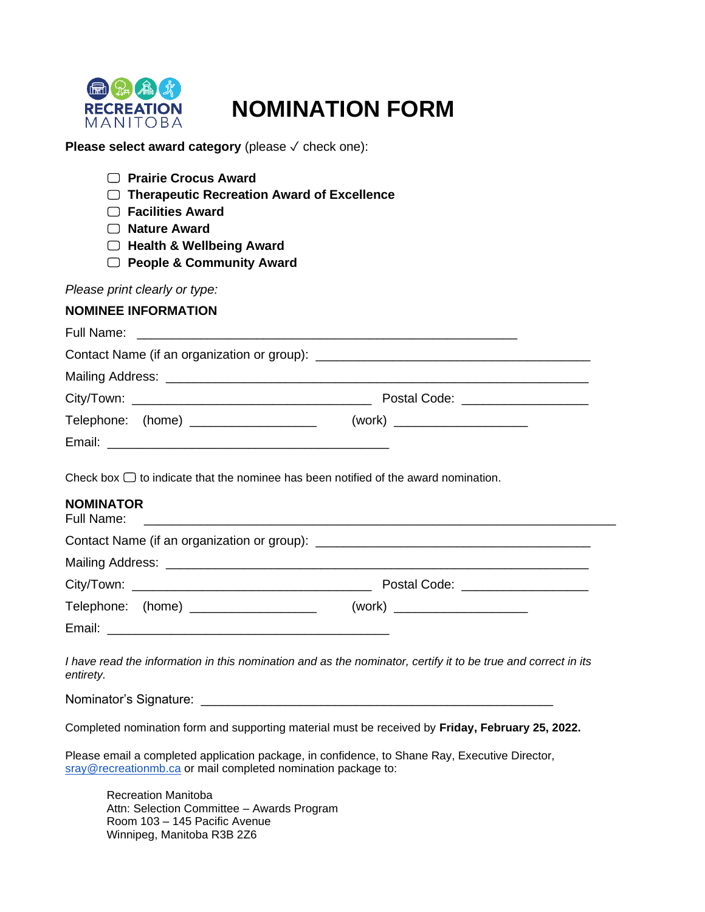RECREATION MANITOBA

# NOMINATION FORM

**Please select award category** (please ✓ check one):

- ☐ **Prairie Crocus Award**
- ☐ **Therapeutic Recreation Award of Excellence**
- ☐ **Facilities Award**
- ☐ **Nature Award**
- ☐ **Health & Wellbeing Award**
- ☐ **People & Community Award**

*Please print clearly or type:*

**NOMINEE INFORMATION**

Full Name: ______________________________________________________

Contact Name (if an organization or group): ______________________________________

Mailing Address: ____________________________________________________________

City/Town: __________________________________ Postal Code: __________________

Telephone: (home) __________________ (work) ___________________

Email: ________________________________________

Check box ☐ to indicate that the nominee has been notified of the award nomination.

**NOMINATOR**

Full Name: ____________________________________________________________________

Contact Name (if an organization or group): ______________________________________

Mailing Address: ____________________________________________________________

City/Town: __________________________________ Postal Code: __________________

Telephone: (home) __________________ (work) ___________________

Email: ________________________________________

*I have read the information in this nomination and as the nominator, certify it to be true and correct in its entirety.*

Nominator's Signature: __________________________________________________

Completed nomination form and supporting material must be received by **Friday, February 25, 2022.**

Please email a completed application package, in confidence, to Shane Ray, Executive Director, sray@recreationmb.ca or mail completed nomination package to:

> Recreation Manitoba
> Attn: Selection Committee – Awards Program
> Room 103 – 145 Pacific Avenue
> Winnipeg, Manitoba R3B 2Z6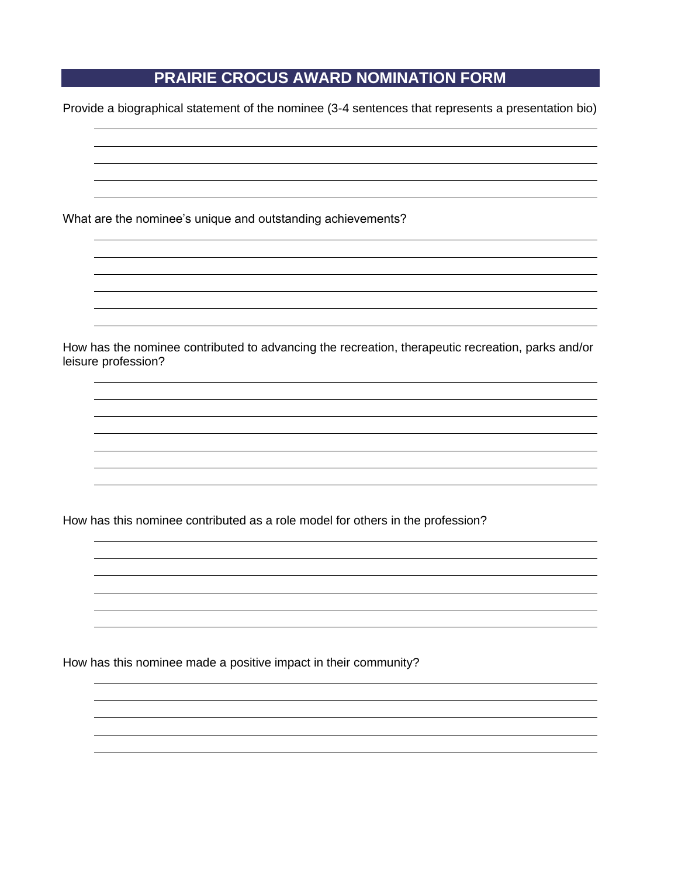# PRAIRIE CROCUS AWARD NOMINATION FORM

Provide a biographical statement of the nominee (3-4 sentences that represents a presentation bio)

What are the nominee's unique and outstanding achievements?

How has the nominee contributed to advancing the recreation, therapeutic recreation, parks and/or leisure profession?

How has this nominee contributed as a role model for others in the profession?

How has this nominee made a positive impact in their community?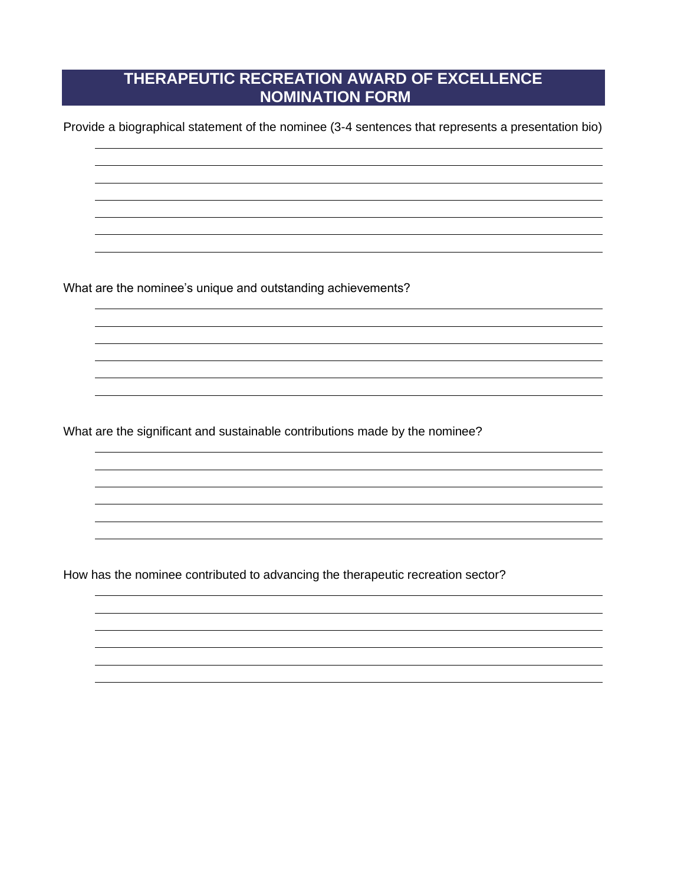# THERAPEUTIC RECREATION AWARD OF EXCELLENCE NOMINATION FORM

Provide a biographical statement of the nominee (3-4 sentences that represents a presentation bio)

_______________________________________________
_______________________________________________
_______________________________________________
_______________________________________________
_______________________________________________
_______________________________________________

What are the nominee's unique and outstanding achievements?

_______________________________________________
_______________________________________________
_______________________________________________
_______________________________________________
_______________________________________________

What are the significant and sustainable contributions made by the nominee?

_______________________________________________
_______________________________________________
_______________________________________________
_______________________________________________
_______________________________________________

How has the nominee contributed to advancing the therapeutic recreation sector?

_______________________________________________
_______________________________________________
_______________________________________________
_______________________________________________
_______________________________________________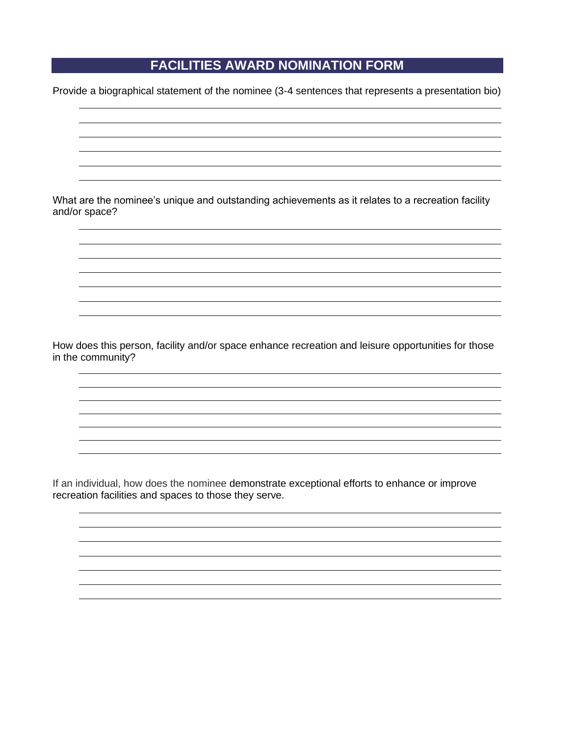# FACILITIES AWARD NOMINATION FORM

Provide a biographical statement of the nominee (3-4 sentences that represents a presentation bio)

What are the nominee's unique and outstanding achievements as it relates to a recreation facility and/or space?

How does this person, facility and/or space enhance recreation and leisure opportunities for those in the community?

If an individual, how does the nominee demonstrate exceptional efforts to enhance or improve recreation facilities and spaces to those they serve.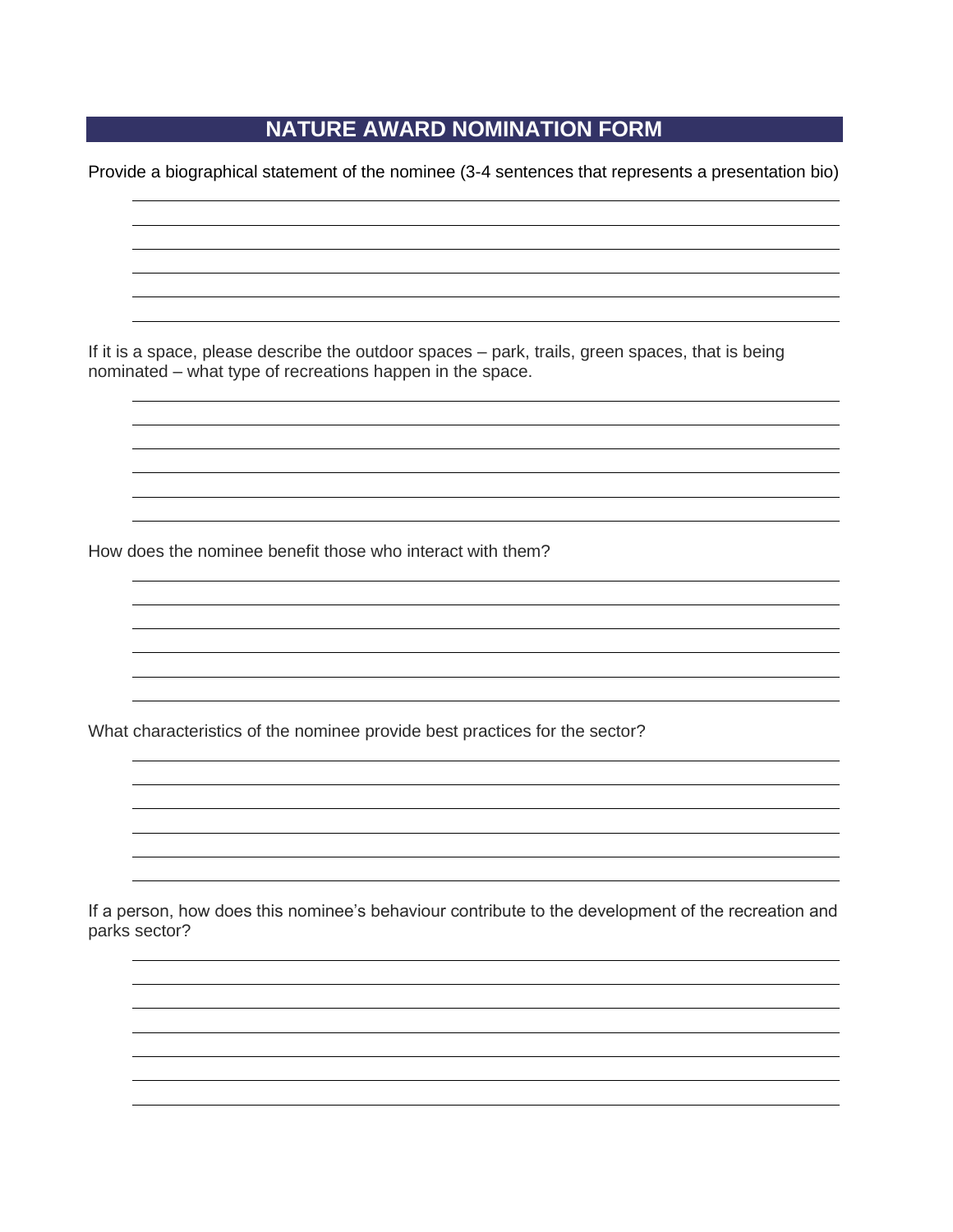# NATURE AWARD NOMINATION FORM

Provide a biographical statement of the nominee (3-4 sentences that represents a presentation bio)

______________________________________________________________________________

______________________________________________________________________________

______________________________________________________________________________

______________________________________________________________________________

______________________________________________________________________________

______________________________________________________________________________

If it is a space, please describe the outdoor spaces – park, trails, green spaces, that is being nominated – what type of recreations happen in the space.

______________________________________________________________________________

______________________________________________________________________________

______________________________________________________________________________

______________________________________________________________________________

______________________________________________________________________________

______________________________________________________________________________

How does the nominee benefit those who interact with them?

______________________________________________________________________________

______________________________________________________________________________

______________________________________________________________________________

______________________________________________________________________________

______________________________________________________________________________

______________________________________________________________________________

What characteristics of the nominee provide best practices for the sector?

______________________________________________________________________________

______________________________________________________________________________

______________________________________________________________________________

______________________________________________________________________________

______________________________________________________________________________

______________________________________________________________________________

If a person, how does this nominee's behaviour contribute to the development of the recreation and parks sector?

______________________________________________________________________________

______________________________________________________________________________

______________________________________________________________________________

______________________________________________________________________________

______________________________________________________________________________

______________________________________________________________________________

______________________________________________________________________________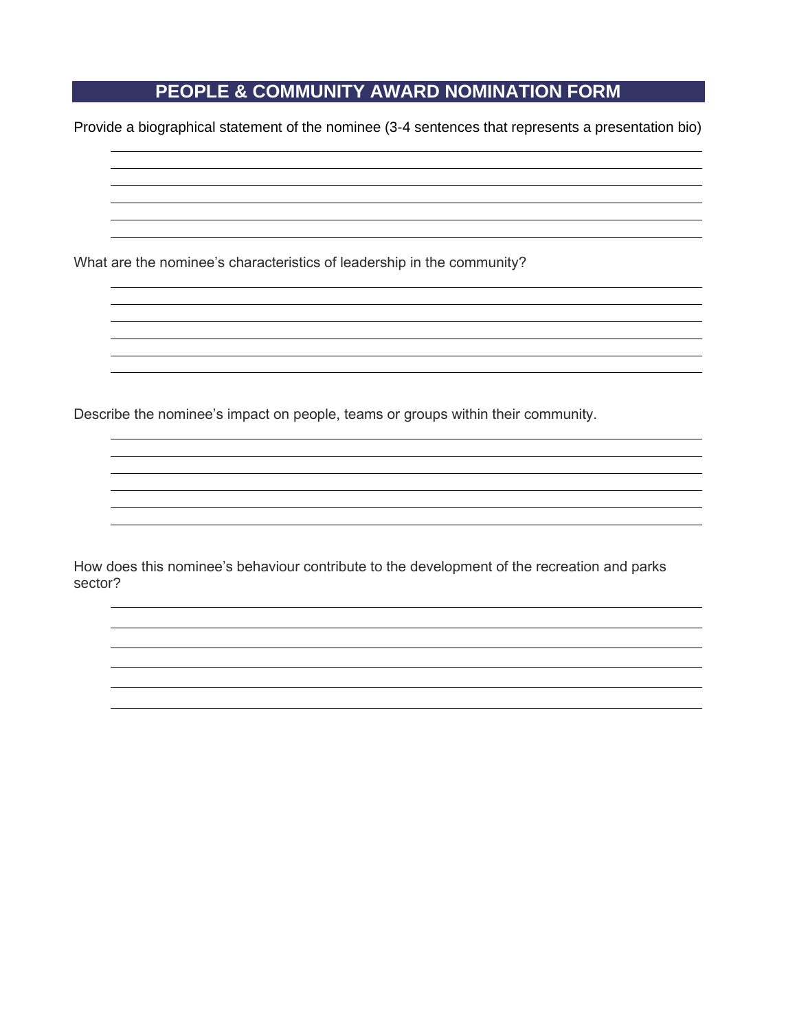# PEOPLE & COMMUNITY AWARD NOMINATION FORM

Provide a biographical statement of the nominee (3-4 sentences that represents a presentation bio)

______________________________________________________________________

______________________________________________________________________

______________________________________________________________________

______________________________________________________________________

______________________________________________________________________

What are the nominee's characteristics of leadership in the community?

______________________________________________________________________

______________________________________________________________________

______________________________________________________________________

______________________________________________________________________

______________________________________________________________________

Describe the nominee's impact on people, teams or groups within their community.

______________________________________________________________________

______________________________________________________________________

______________________________________________________________________

______________________________________________________________________

______________________________________________________________________

How does this nominee's behaviour contribute to the development of the recreation and parks sector?

______________________________________________________________________

______________________________________________________________________

______________________________________________________________________

______________________________________________________________________

______________________________________________________________________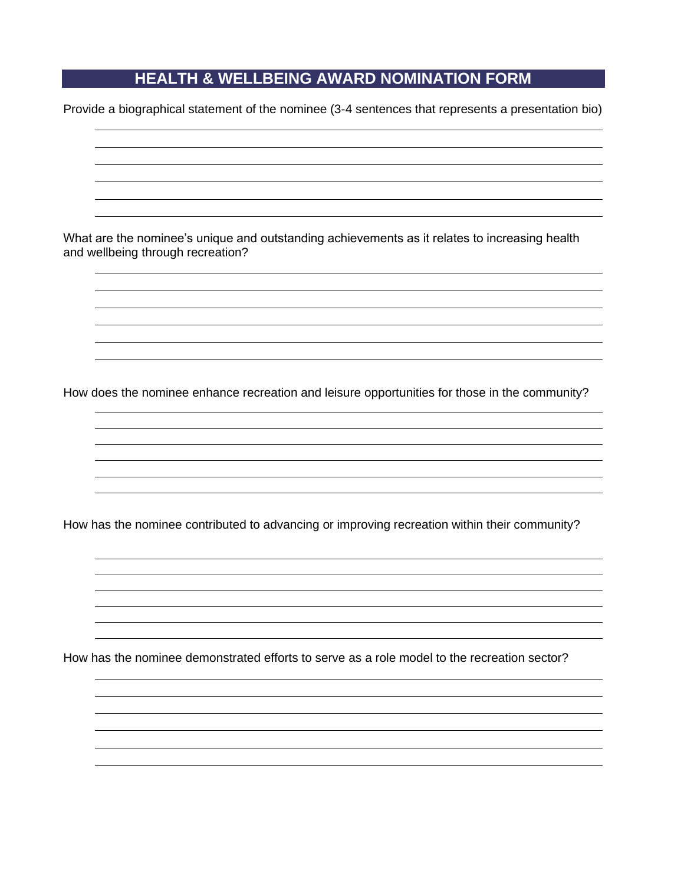# HEALTH & WELLBEING AWARD NOMINATION FORM

Provide a biographical statement of the nominee (3-4 sentences that represents a presentation bio)

What are the nominee's unique and outstanding achievements as it relates to increasing health and wellbeing through recreation?

How does the nominee enhance recreation and leisure opportunities for those in the community?

How has the nominee contributed to advancing or improving recreation within their community?

How has the nominee demonstrated efforts to serve as a role model to the recreation sector?